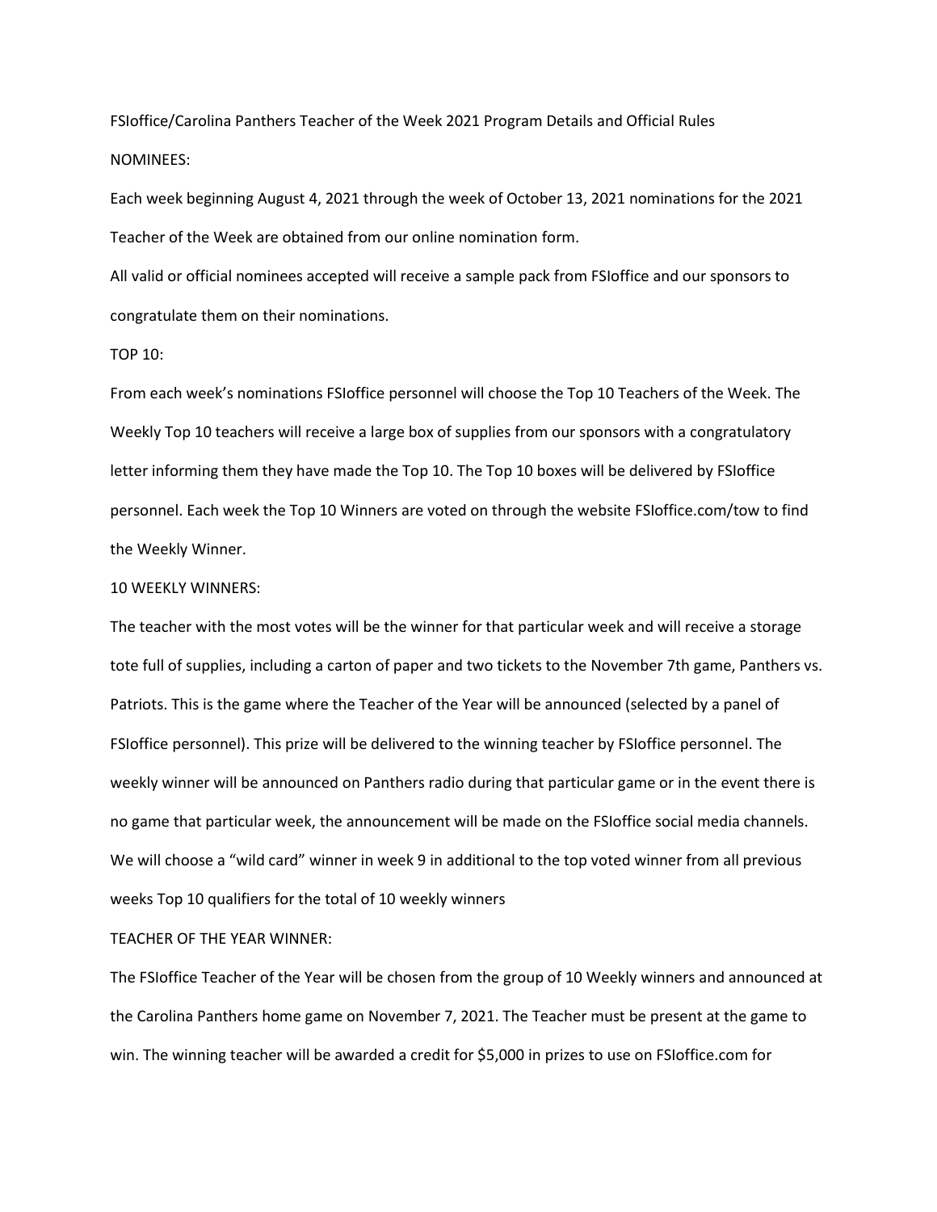# FSIoffice/Carolina Panthers Teacher of the Week 2021 Program Details and Official Rules

## NOMINEES:

Each week beginning August 4, 2021 through the week of October 13, 2021 nominations for the 2021 Teacher of the Week are obtained from our online nomination form.

All valid or official nominees accepted will receive a sample pack from FSIoffice and our sponsors to congratulate them on their nominations.

## TOP 10:

From each week's nominations FSIoffice personnel will choose the Top 10 Teachers of the Week. The Weekly Top 10 teachers will receive a large box of supplies from our sponsors with a congratulatory letter informing them they have made the Top 10. The Top 10 boxes will be delivered by FSIoffice personnel. Each week the Top 10 Winners are voted on through the website FSIoffice.com/tow to find the Weekly Winner.

## 10 WEEKLY WINNERS:

The teacher with the most votes will be the winner for that particular week and will receive a storage tote full of supplies, including a carton of paper and two tickets to the November 7th game, Panthers vs. Patriots. This is the game where the Teacher of the Year will be announced (selected by a panel of FSIoffice personnel). This prize will be delivered to the winning teacher by FSIoffice personnel. The weekly winner will be announced on Panthers radio during that particular game or in the event there is no game that particular week, the announcement will be made on the FSIoffice social media channels. We will choose a "wild card" winner in week 9 in additional to the top voted winner from all previous weeks Top 10 qualifiers for the total of 10 weekly winners

## TEACHER OF THE YEAR WINNER:

The FSIoffice Teacher of the Year will be chosen from the group of 10 Weekly winners and announced at the Carolina Panthers home game on November 7, 2021. The Teacher must be present at the game to win. The winning teacher will be awarded a credit for $5,000 in prizes to use on FSIoffice.com for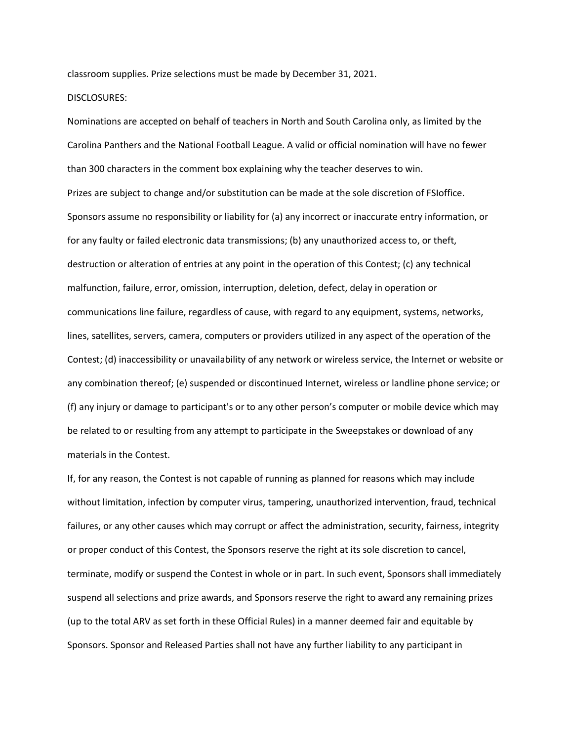classroom supplies. Prize selections must be made by December 31, 2021.

DISCLOSURES:

Nominations are accepted on behalf of teachers in North and South Carolina only, as limited by the Carolina Panthers and the National Football League. A valid or official nomination will have no fewer than 300 characters in the comment box explaining why the teacher deserves to win.

Prizes are subject to change and/or substitution can be made at the sole discretion of FSIoffice.

Sponsors assume no responsibility or liability for (a) any incorrect or inaccurate entry information, or for any faulty or failed electronic data transmissions; (b) any unauthorized access to, or theft, destruction or alteration of entries at any point in the operation of this Contest; (c) any technical malfunction, failure, error, omission, interruption, deletion, defect, delay in operation or communications line failure, regardless of cause, with regard to any equipment, systems, networks, lines, satellites, servers, camera, computers or providers utilized in any aspect of the operation of the Contest; (d) inaccessibility or unavailability of any network or wireless service, the Internet or website or any combination thereof; (e) suspended or discontinued Internet, wireless or landline phone service; or (f) any injury or damage to participant's or to any other person's computer or mobile device which may be related to or resulting from any attempt to participate in the Sweepstakes or download of any materials in the Contest.

If, for any reason, the Contest is not capable of running as planned for reasons which may include without limitation, infection by computer virus, tampering, unauthorized intervention, fraud, technical failures, or any other causes which may corrupt or affect the administration, security, fairness, integrity or proper conduct of this Contest, the Sponsors reserve the right at its sole discretion to cancel, terminate, modify or suspend the Contest in whole or in part. In such event, Sponsors shall immediately suspend all selections and prize awards, and Sponsors reserve the right to award any remaining prizes (up to the total ARV as set forth in these Official Rules) in a manner deemed fair and equitable by Sponsors. Sponsor and Released Parties shall not have any further liability to any participant in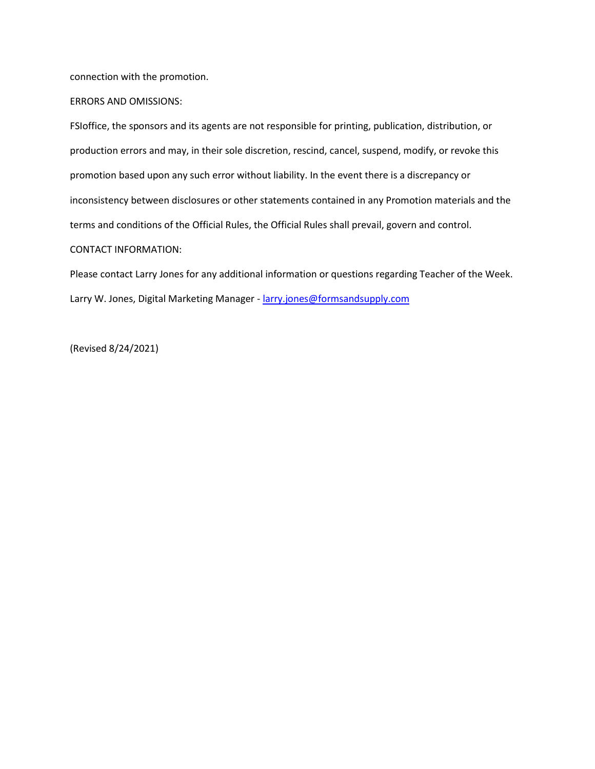connection with the promotion.

ERRORS AND OMISSIONS:

FSIoffice, the sponsors and its agents are not responsible for printing, publication, distribution, or production errors and may, in their sole discretion, rescind, cancel, suspend, modify, or revoke this promotion based upon any such error without liability. In the event there is a discrepancy or inconsistency between disclosures or other statements contained in any Promotion materials and the terms and conditions of the Official Rules, the Official Rules shall prevail, govern and control.

CONTACT INFORMATION:

Please contact Larry Jones for any additional information or questions regarding Teacher of the Week.

Larry W. Jones, Digital Marketing Manager - larry.jones@formsandsupply.com

(Revised 8/24/2021)